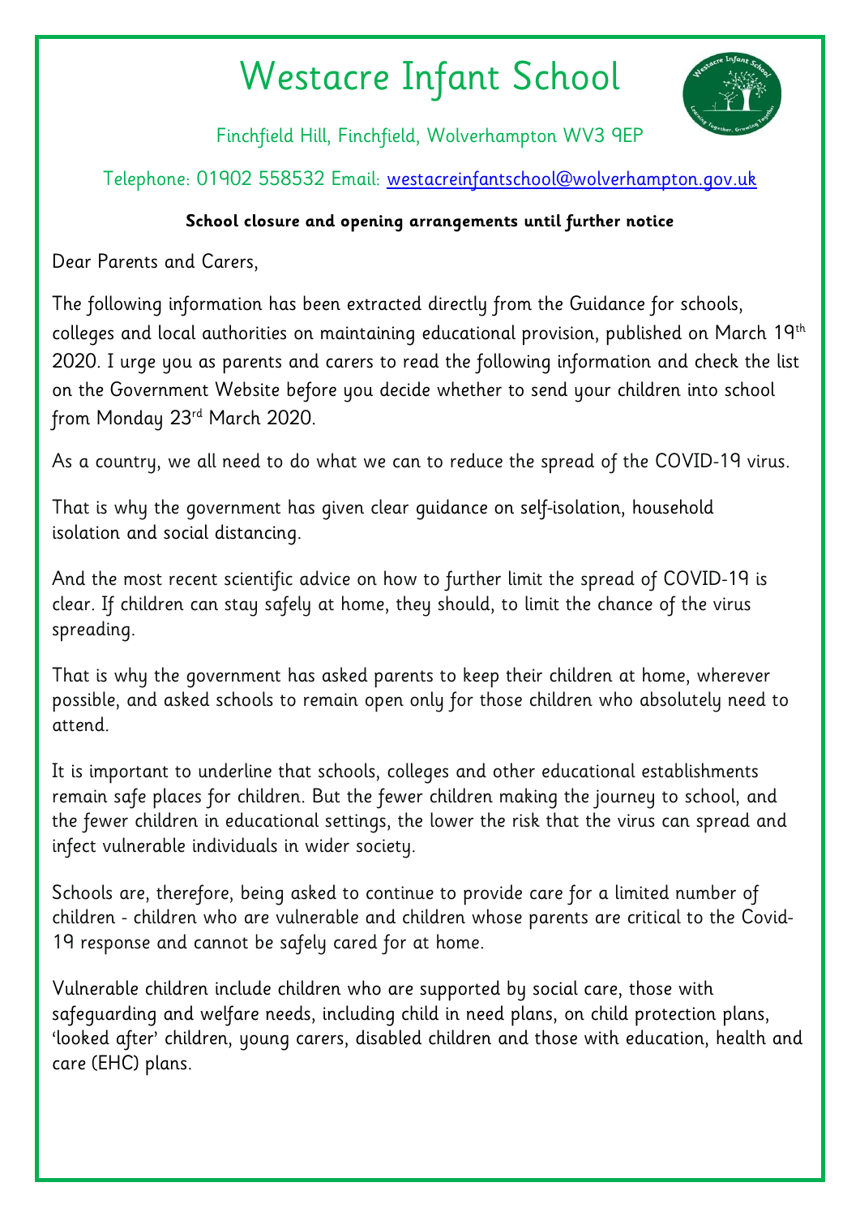# Westacre Infant School

Finchfield Hill, Finchfield, Wolverhampton WV3 9EP

Telephone: 01902 558532 Email: westacreinfantschool@wolverhampton.gov.uk

**School closure and opening arrangements until further notice**

Dear Parents and Carers,

The following information has been extracted directly from the Guidance for schools, colleges and local authorities on maintaining educational provision, published on March 19th 2020. I urge you as parents and carers to read the following information and check the list on the Government Website before you decide whether to send your children into school from Monday 23rd March 2020.

As a country, we all need to do what we can to reduce the spread of the COVID-19 virus.

That is why the government has given clear guidance on self-isolation, household isolation and social distancing.

And the most recent scientific advice on how to further limit the spread of COVID-19 is clear. If children can stay safely at home, they should, to limit the chance of the virus spreading.

That is why the government has asked parents to keep their children at home, wherever possible, and asked schools to remain open only for those children who absolutely need to attend.

It is important to underline that schools, colleges and other educational establishments remain safe places for children. But the fewer children making the journey to school, and the fewer children in educational settings, the lower the risk that the virus can spread and infect vulnerable individuals in wider society.

Schools are, therefore, being asked to continue to provide care for a limited number of children - children who are vulnerable and children whose parents are critical to the Covid-19 response and cannot be safely cared for at home.

Vulnerable children include children who are supported by social care, those with safeguarding and welfare needs, including child in need plans, on child protection plans, 'looked after' children, young carers, disabled children and those with education, health and care (EHC) plans.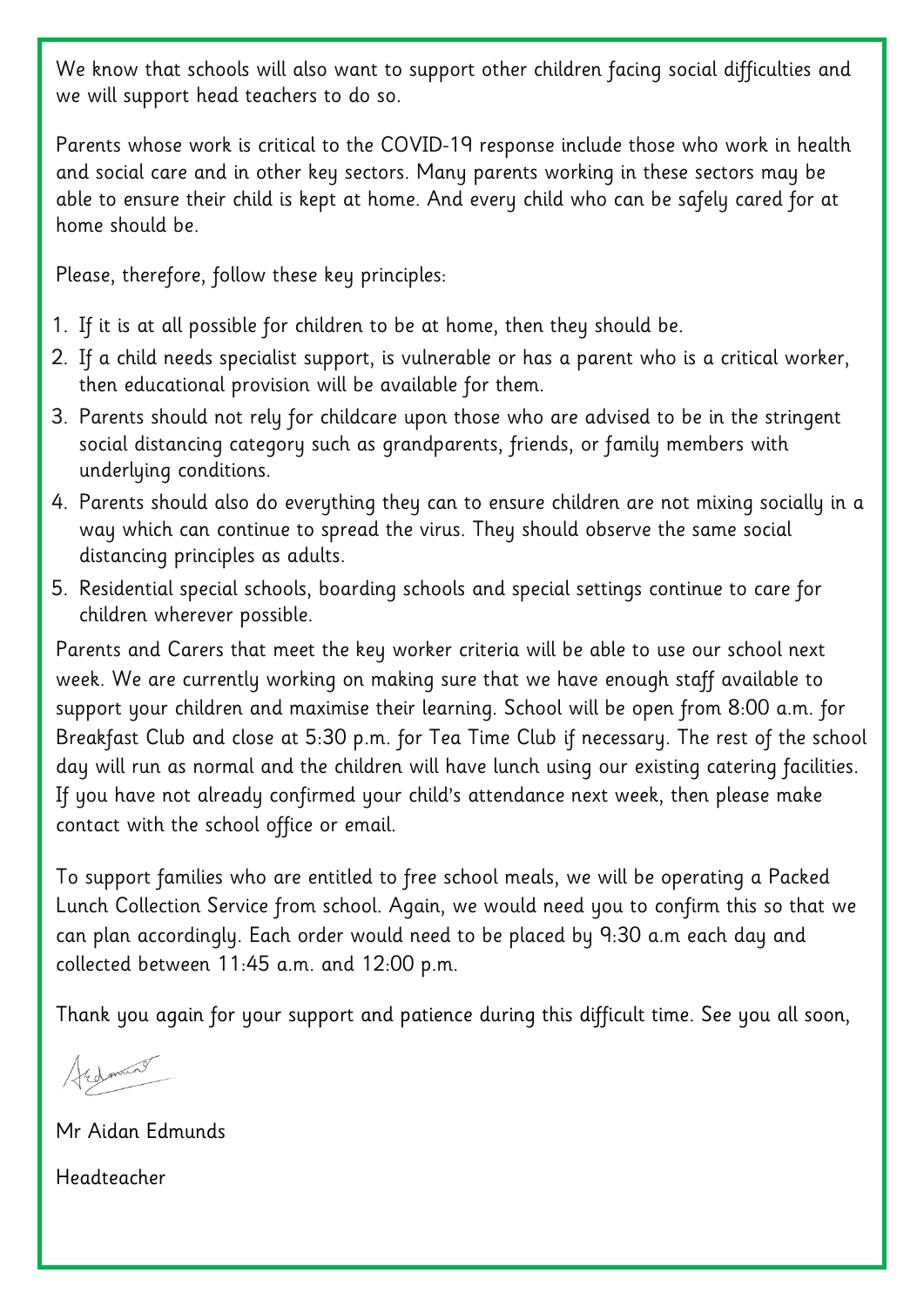We know that schools will also want to support other children facing social difficulties and we will support head teachers to do so.

Parents whose work is critical to the COVID-19 response include those who work in health and social care and in other key sectors. Many parents working in these sectors may be able to ensure their child is kept at home. And every child who can be safely cared for at home should be.

Please, therefore, follow these key principles:

1. If it is at all possible for children to be at home, then they should be.
2. If a child needs specialist support, is vulnerable or has a parent who is a critical worker, then educational provision will be available for them.
3. Parents should not rely for childcare upon those who are advised to be in the stringent social distancing category such as grandparents, friends, or family members with underlying conditions.
4. Parents should also do everything they can to ensure children are not mixing socially in a way which can continue to spread the virus. They should observe the same social distancing principles as adults.
5. Residential special schools, boarding schools and special settings continue to care for children wherever possible.

Parents and Carers that meet the key worker criteria will be able to use our school next week. We are currently working on making sure that we have enough staff available to support your children and maximise their learning. School will be open from 8:00 a.m. for Breakfast Club and close at 5:30 p.m. for Tea Time Club if necessary. The rest of the school day will run as normal and the children will have lunch using our existing catering facilities. If you have not already confirmed your child's attendance next week, then please make contact with the school office or email.

To support families who are entitled to free school meals, we will be operating a Packed Lunch Collection Service from school. Again, we would need you to confirm this so that we can plan accordingly. Each order would need to be placed by 9:30 a.m each day and collected between 11:45 a.m. and 12:00 p.m.

Thank you again for your support and patience during this difficult time. See you all soon,

Mr Aidan Edmunds

Headteacher